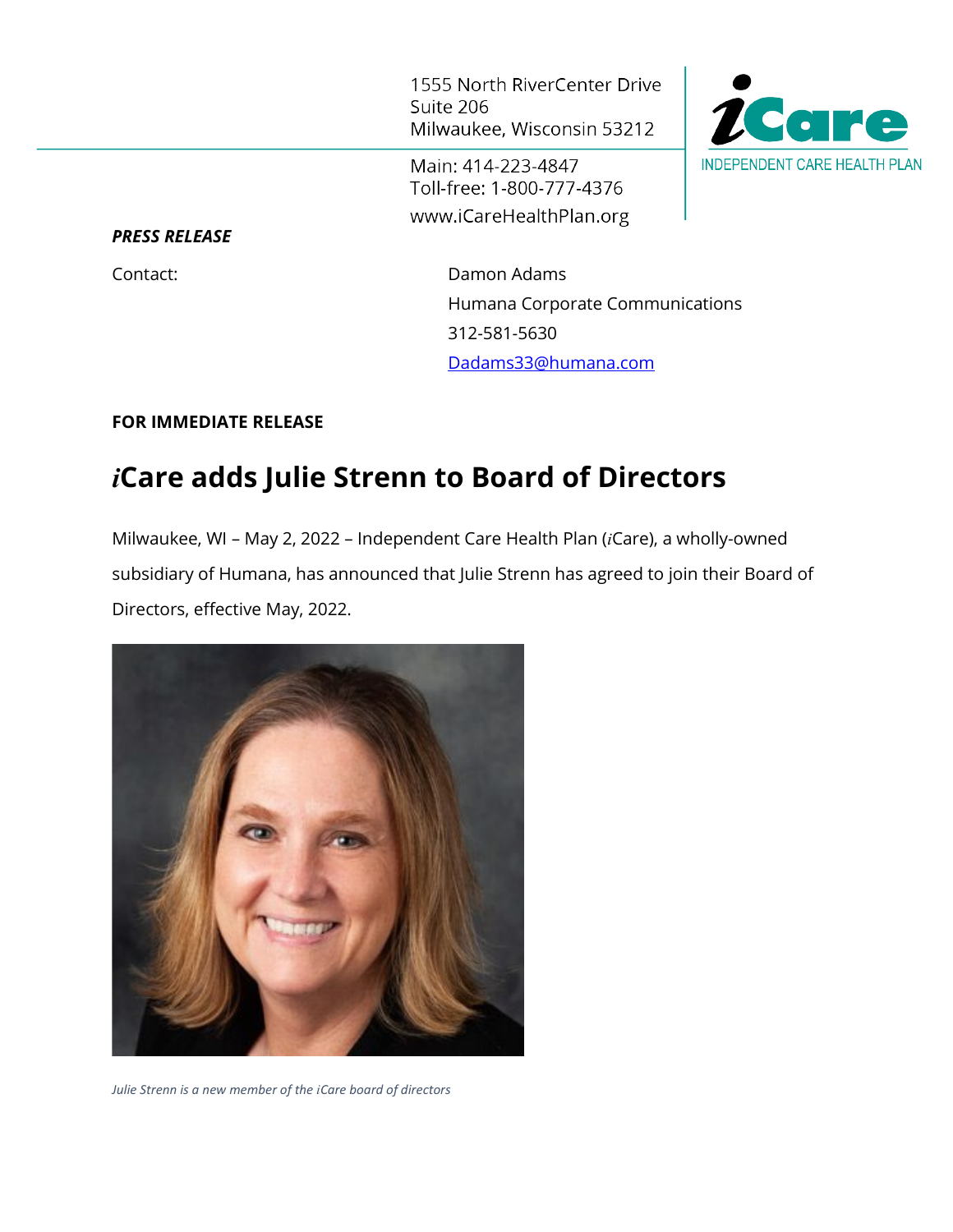1555 North RiverCenter Drive
Suite 206
Milwaukee, Wisconsin 53212

Main: 414-223-4847
Toll-free: 1-800-777-4376
www.iCareHealthPlan.org

iCare
INDEPENDENT CARE HEALTH PLAN

***PRESS RELEASE***

Contact:

Damon Adams
Humana Corporate Communications
312-581-5630
Dadams33@humana.com

**FOR IMMEDIATE RELEASE**

# *i*Care adds Julie Strenn to Board of Directors

Milwaukee, WI – May 2, 2022 – Independent Care Health Plan (*i*Care), a wholly-owned subsidiary of Humana, has announced that Julie Strenn has agreed to join their Board of Directors, effective May, 2022.

*Julie Strenn is a new member of the iCare board of directors*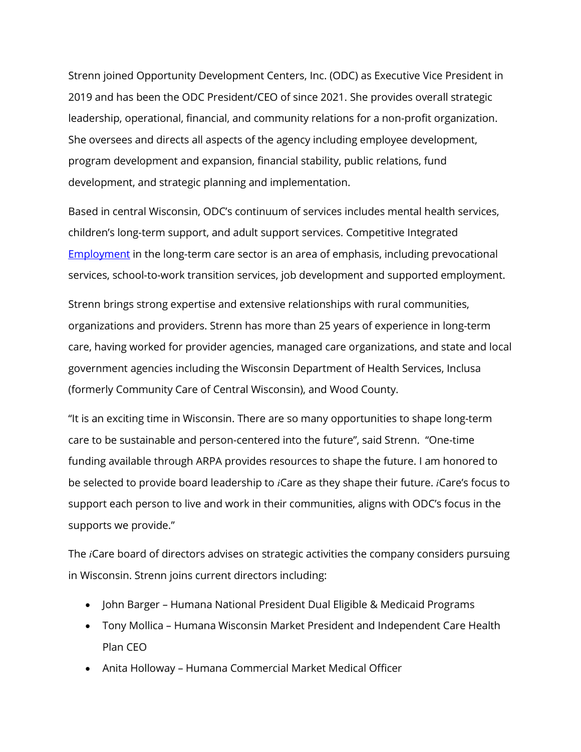Strenn joined Opportunity Development Centers, Inc. (ODC) as Executive Vice President in 2019 and has been the ODC President/CEO of since 2021. She provides overall strategic leadership, operational, financial, and community relations for a non-profit organization. She oversees and directs all aspects of the agency including employee development, program development and expansion, financial stability, public relations, fund development, and strategic planning and implementation.

Based in central Wisconsin, ODC's continuum of services includes mental health services, children's long-term support, and adult support services. Competitive Integrated Employment in the long-term care sector is an area of emphasis, including prevocational services, school-to-work transition services, job development and supported employment.

Strenn brings strong expertise and extensive relationships with rural communities, organizations and providers. Strenn has more than 25 years of experience in long-term care, having worked for provider agencies, managed care organizations, and state and local government agencies including the Wisconsin Department of Health Services, Inclusa (formerly Community Care of Central Wisconsin), and Wood County.

"It is an exciting time in Wisconsin. There are so many opportunities to shape long-term care to be sustainable and person-centered into the future", said Strenn. "One-time funding available through ARPA provides resources to shape the future. I am honored to be selected to provide board leadership to *i*Care as they shape their future. *i*Care's focus to support each person to live and work in their communities, aligns with ODC's focus in the supports we provide."

The *i*Care board of directors advises on strategic activities the company considers pursuing in Wisconsin. Strenn joins current directors including:

- John Barger – Humana National President Dual Eligible & Medicaid Programs
- Tony Mollica – Humana Wisconsin Market President and Independent Care Health Plan CEO
- Anita Holloway – Humana Commercial Market Medical Officer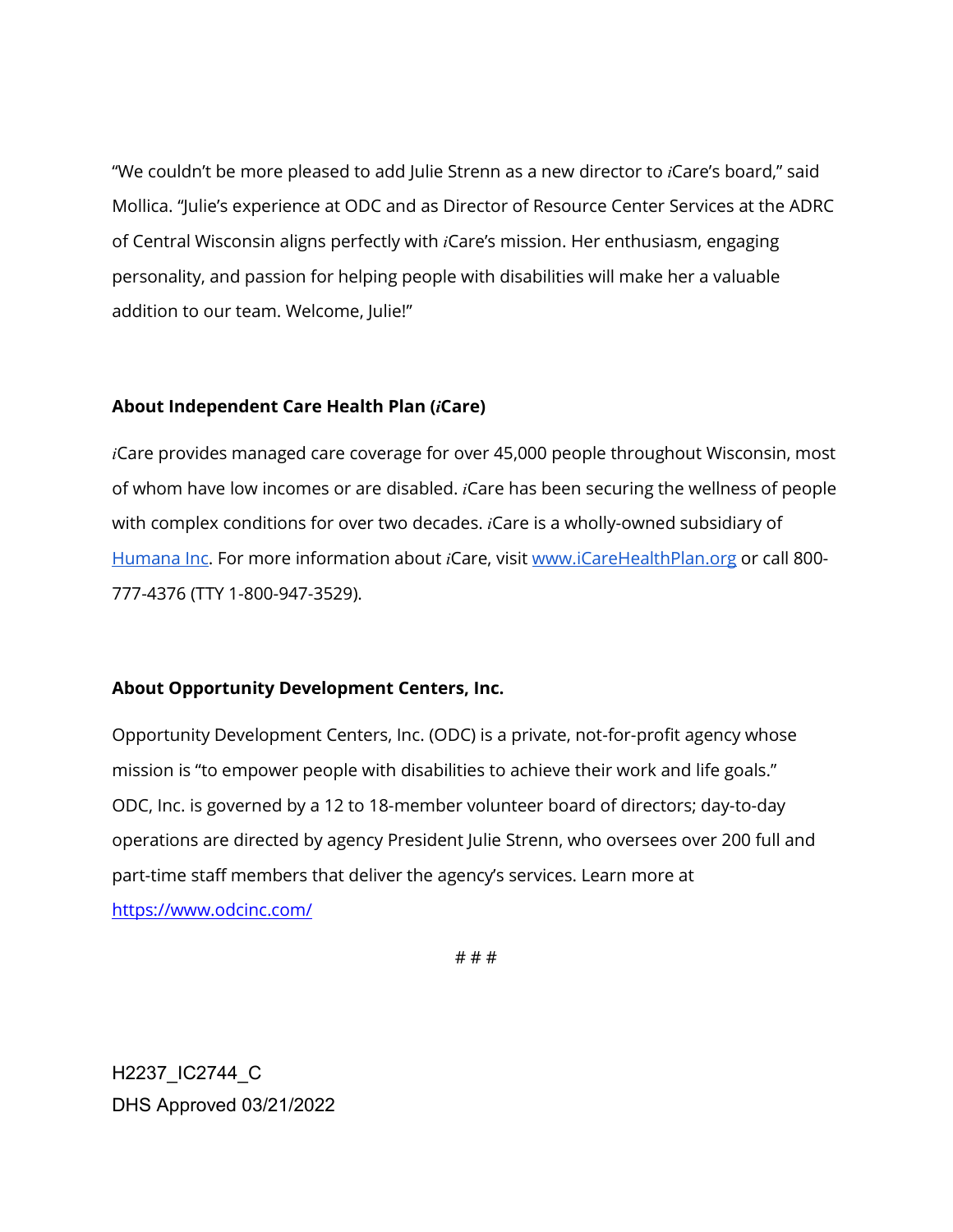"We couldn't be more pleased to add Julie Strenn as a new director to *i*Care's board," said Mollica. "Julie's experience at ODC and as Director of Resource Center Services at the ADRC of Central Wisconsin aligns perfectly with *i*Care's mission. Her enthusiasm, engaging personality, and passion for helping people with disabilities will make her a valuable addition to our team. Welcome, Julie!"

**About Independent Care Health Plan (*i*Care)**

*i*Care provides managed care coverage for over 45,000 people throughout Wisconsin, most of whom have low incomes or are disabled. *i*Care has been securing the wellness of people with complex conditions for over two decades. *i*Care is a wholly-owned subsidiary of [Humana Inc](). For more information about *i*Care, visit [www.iCareHealthPlan.org](www.iCareHealthPlan.org) or call 800-777-4376 (TTY 1-800-947-3529).

**About Opportunity Development Centers, Inc.**

Opportunity Development Centers, Inc. (ODC) is a private, not-for-profit agency whose mission is "to empower people with disabilities to achieve their work and life goals." ODC, Inc. is governed by a 12 to 18-member volunteer board of directors; day-to-day operations are directed by agency President Julie Strenn, who oversees over 200 full and part-time staff members that deliver the agency's services. Learn more at [https://www.odcinc.com/](https://www.odcinc.com/)

# # #

H2237_IC2744_C
DHS Approved 03/21/2022